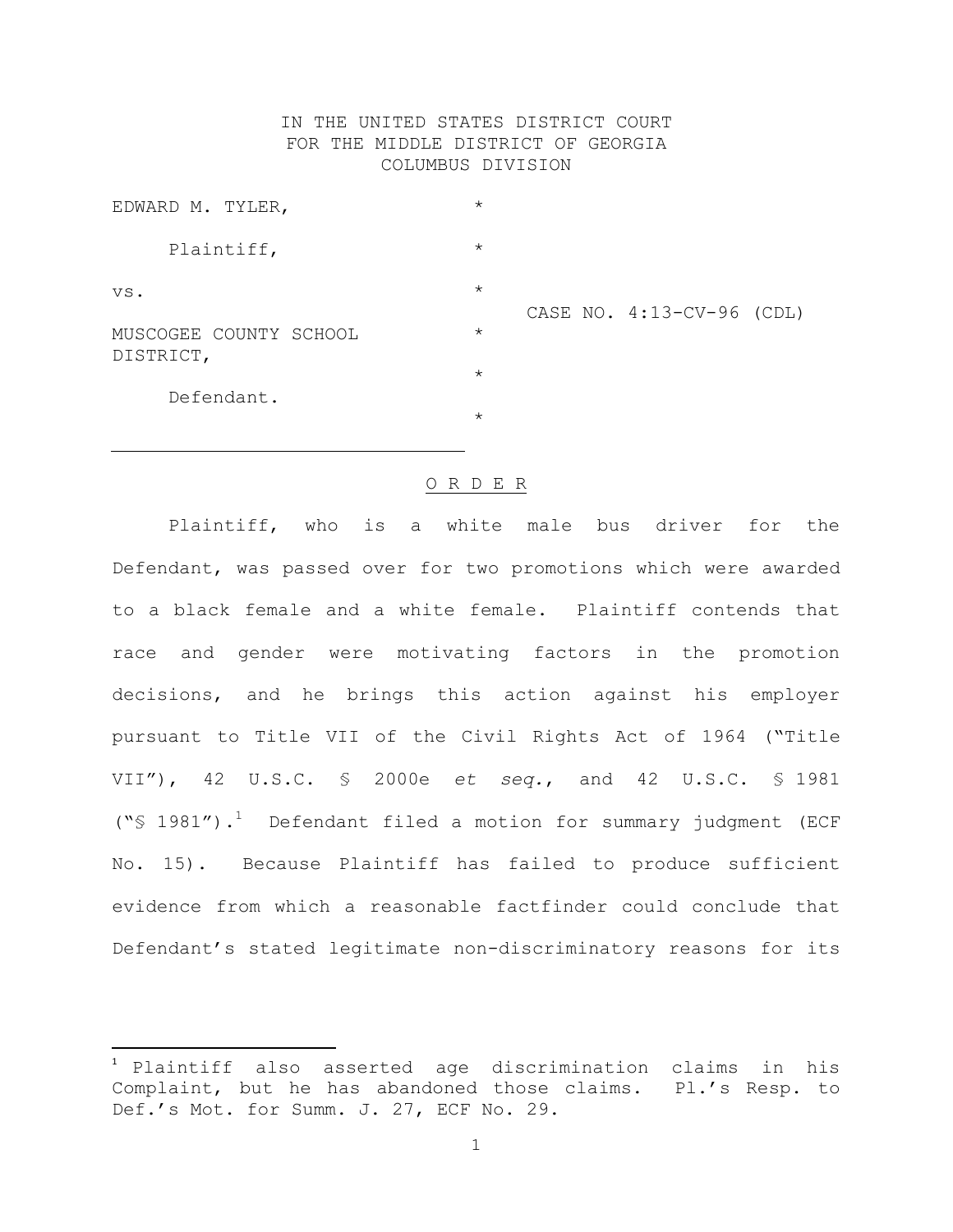IN THE UNITED STATES DISTRICT COURT
FOR THE MIDDLE DISTRICT OF GEORGIA
COLUMBUS DIVISION

EDWARD M. TYLER, *

Plaintiff, *

vs. *

CASE NO. 4:13-CV-96 (CDL)

MUSCOGEE COUNTY SCHOOL DISTRICT, *

Defendant. *

O R D E R

Plaintiff, who is a white male bus driver for the Defendant, was passed over for two promotions which were awarded to a black female and a white female. Plaintiff contends that race and gender were motivating factors in the promotion decisions, and he brings this action against his employer pursuant to Title VII of the Civil Rights Act of 1964 ("Title VII"), 42 U.S.C. § 2000e *et seq.*, and 42 U.S.C. § 1981 ("§ 1981").[1] Defendant filed a motion for summary judgment (ECF No. 15). Because Plaintiff has failed to produce sufficient evidence from which a reasonable factfinder could conclude that Defendant's stated legitimate non-discriminatory reasons for its

[1] Plaintiff also asserted age discrimination claims in his Complaint, but he has abandoned those claims. Pl.'s Resp. to Def.'s Mot. for Summ. J. 27, ECF No. 29.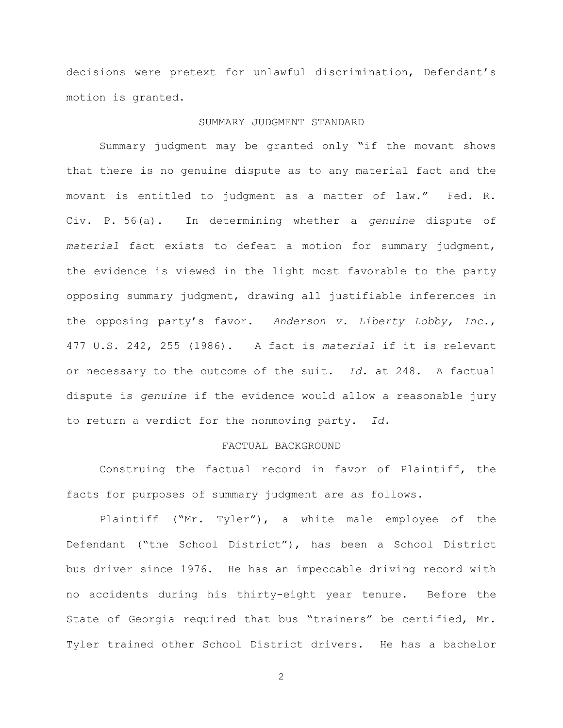decisions were pretext for unlawful discrimination, Defendant's motion is granted.

## SUMMARY JUDGMENT STANDARD

Summary judgment may be granted only "if the movant shows that there is no genuine dispute as to any material fact and the movant is entitled to judgment as a matter of law." Fed. R. Civ. P. 56(a). In determining whether a *genuine* dispute of *material* fact exists to defeat a motion for summary judgment, the evidence is viewed in the light most favorable to the party opposing summary judgment, drawing all justifiable inferences in the opposing party's favor. *Anderson v. Liberty Lobby, Inc.*, 477 U.S. 242, 255 (1986). A fact is *material* if it is relevant or necessary to the outcome of the suit. *Id.* at 248. A factual dispute is *genuine* if the evidence would allow a reasonable jury to return a verdict for the nonmoving party. *Id.*

## FACTUAL BACKGROUND

Construing the factual record in favor of Plaintiff, the facts for purposes of summary judgment are as follows.

Plaintiff ("Mr. Tyler"), a white male employee of the Defendant ("the School District"), has been a School District bus driver since 1976. He has an impeccable driving record with no accidents during his thirty-eight year tenure. Before the State of Georgia required that bus "trainers" be certified, Mr. Tyler trained other School District drivers. He has a bachelor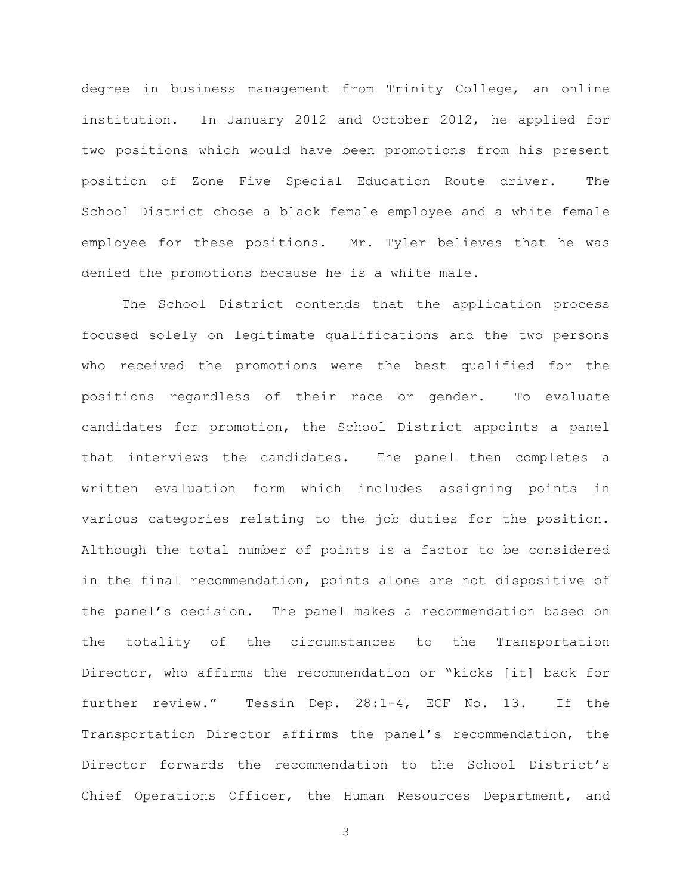degree in business management from Trinity College, an online institution. In January 2012 and October 2012, he applied for two positions which would have been promotions from his present position of Zone Five Special Education Route driver. The School District chose a black female employee and a white female employee for these positions. Mr. Tyler believes that he was denied the promotions because he is a white male.

The School District contends that the application process focused solely on legitimate qualifications and the two persons who received the promotions were the best qualified for the positions regardless of their race or gender. To evaluate candidates for promotion, the School District appoints a panel that interviews the candidates. The panel then completes a written evaluation form which includes assigning points in various categories relating to the job duties for the position. Although the total number of points is a factor to be considered in the final recommendation, points alone are not dispositive of the panel's decision. The panel makes a recommendation based on the totality of the circumstances to the Transportation Director, who affirms the recommendation or "kicks [it] back for further review." Tessin Dep. 28:1-4, ECF No. 13. If the Transportation Director affirms the panel's recommendation, the Director forwards the recommendation to the School District's Chief Operations Officer, the Human Resources Department, and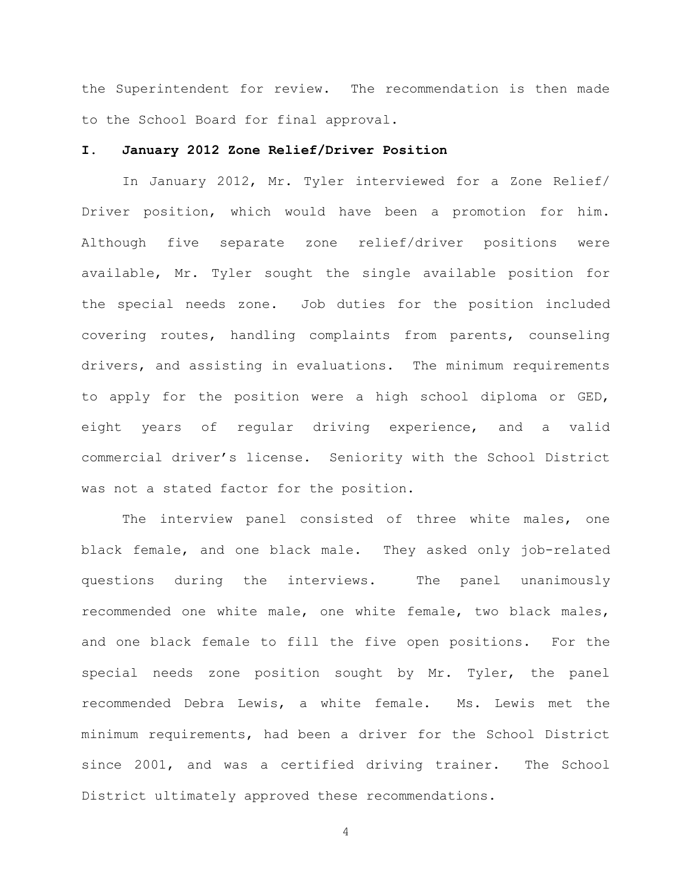the Superintendent for review. The recommendation is then made to the School Board for final approval.

## I. January 2012 Zone Relief/Driver Position

In January 2012, Mr. Tyler interviewed for a Zone Relief/ Driver position, which would have been a promotion for him. Although five separate zone relief/driver positions were available, Mr. Tyler sought the single available position for the special needs zone. Job duties for the position included covering routes, handling complaints from parents, counseling drivers, and assisting in evaluations. The minimum requirements to apply for the position were a high school diploma or GED, eight years of regular driving experience, and a valid commercial driver's license. Seniority with the School District was not a stated factor for the position.

The interview panel consisted of three white males, one black female, and one black male. They asked only job-related questions during the interviews. The panel unanimously recommended one white male, one white female, two black males, and one black female to fill the five open positions. For the special needs zone position sought by Mr. Tyler, the panel recommended Debra Lewis, a white female. Ms. Lewis met the minimum requirements, had been a driver for the School District since 2001, and was a certified driving trainer. The School District ultimately approved these recommendations.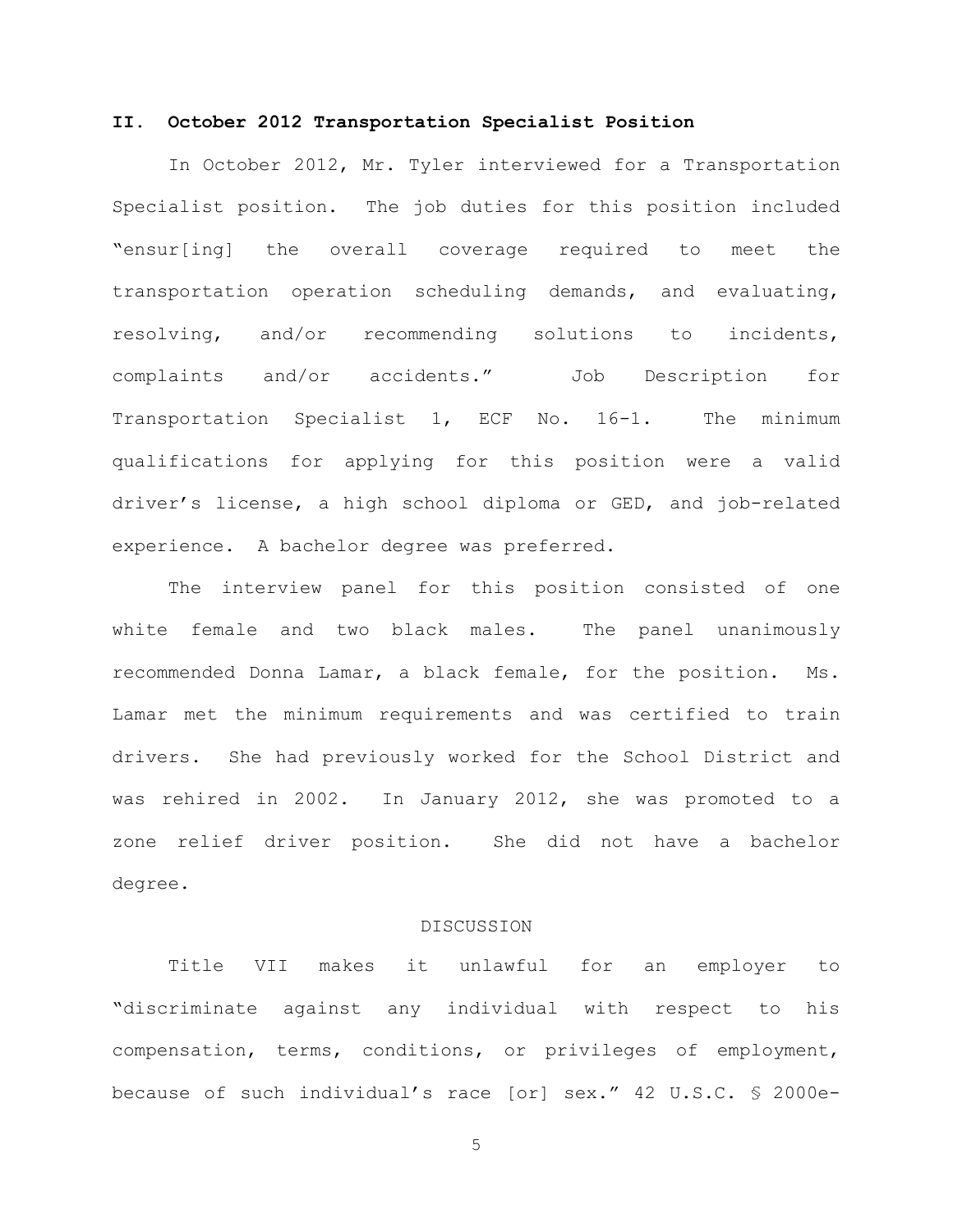## II. October 2012 Transportation Specialist Position

In October 2012, Mr. Tyler interviewed for a Transportation Specialist position. The job duties for this position included "ensur[ing] the overall coverage required to meet the transportation operation scheduling demands, and evaluating, resolving, and/or recommending solutions to incidents, complaints and/or accidents." Job Description for Transportation Specialist 1, ECF No. 16-1. The minimum qualifications for applying for this position were a valid driver's license, a high school diploma or GED, and job-related experience. A bachelor degree was preferred.

The interview panel for this position consisted of one white female and two black males. The panel unanimously recommended Donna Lamar, a black female, for the position. Ms. Lamar met the minimum requirements and was certified to train drivers. She had previously worked for the School District and was rehired in 2002. In January 2012, she was promoted to a zone relief driver position. She did not have a bachelor degree.

DISCUSSION

Title VII makes it unlawful for an employer to "discriminate against any individual with respect to his compensation, terms, conditions, or privileges of employment, because of such individual's race [or] sex." 42 U.S.C. § 2000e-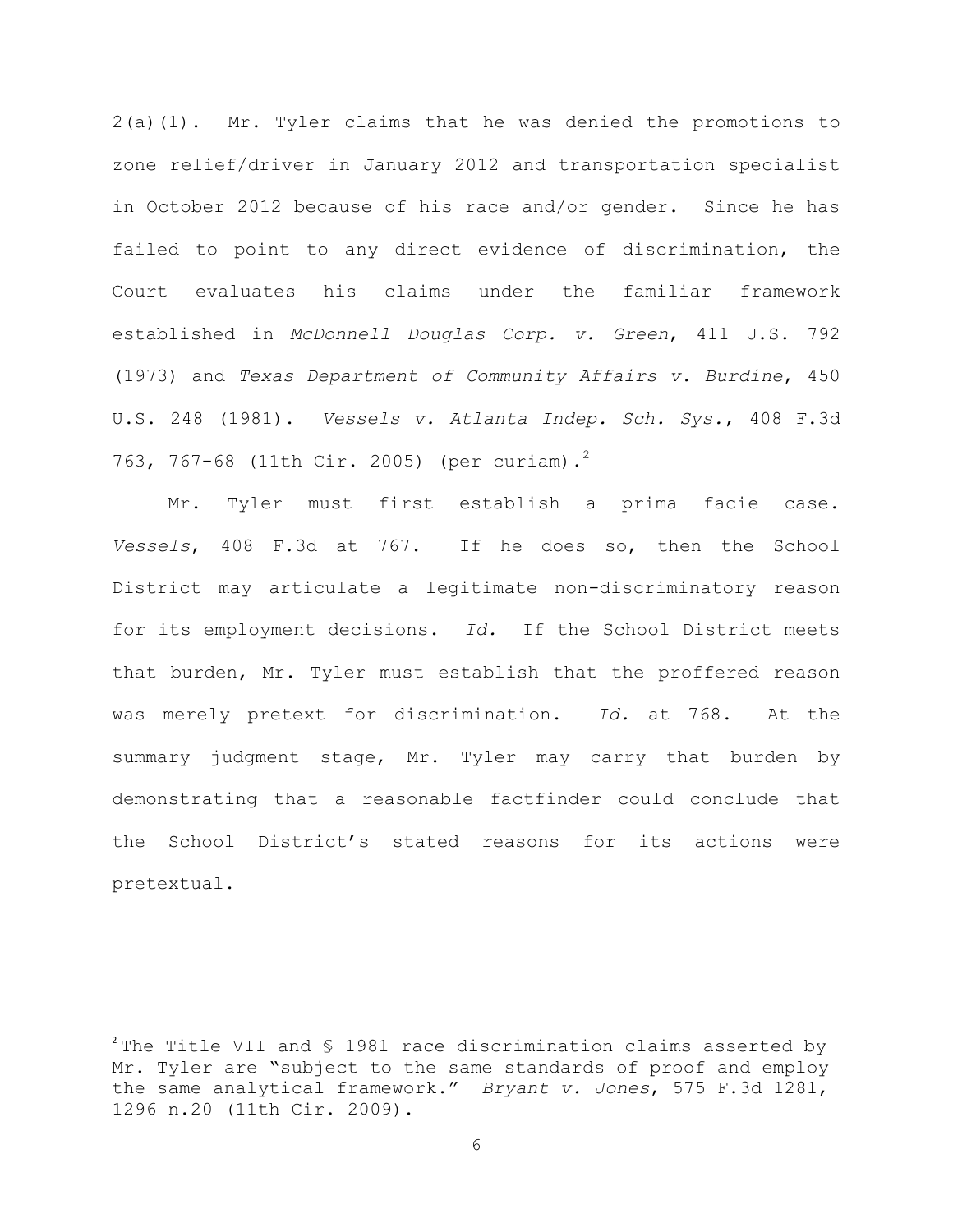2(a)(1). Mr. Tyler claims that he was denied the promotions to zone relief/driver in January 2012 and transportation specialist in October 2012 because of his race and/or gender. Since he has failed to point to any direct evidence of discrimination, the Court evaluates his claims under the familiar framework established in *McDonnell Douglas Corp. v. Green*, 411 U.S. 792 (1973) and *Texas Department of Community Affairs v. Burdine*, 450 U.S. 248 (1981). *Vessels v. Atlanta Indep. Sch. Sys.*, 408 F.3d 763, 767-68 (11th Cir. 2005) (per curiam).[2]

Mr. Tyler must first establish a prima facie case. *Vessels*, 408 F.3d at 767. If he does so, then the School District may articulate a legitimate non-discriminatory reason for its employment decisions. *Id.* If the School District meets that burden, Mr. Tyler must establish that the proffered reason was merely pretext for discrimination. *Id.* at 768. At the summary judgment stage, Mr. Tyler may carry that burden by demonstrating that a reasonable factfinder could conclude that the School District's stated reasons for its actions were pretextual.

---

[2] The Title VII and § 1981 race discrimination claims asserted by Mr. Tyler are "subject to the same standards of proof and employ the same analytical framework." *Bryant v. Jones*, 575 F.3d 1281, 1296 n.20 (11th Cir. 2009).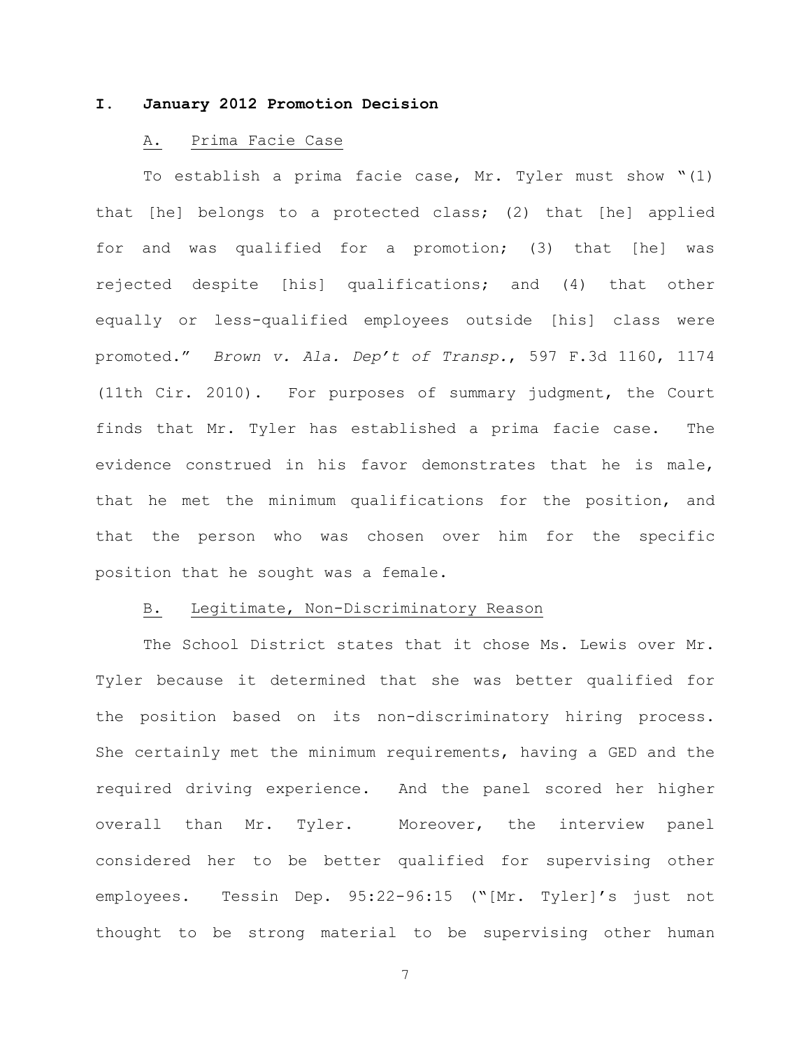## I. January 2012 Promotion Decision

### A. Prima Facie Case

To establish a prima facie case, Mr. Tyler must show "(1) that [he] belongs to a protected class; (2) that [he] applied for and was qualified for a promotion; (3) that [he] was rejected despite [his] qualifications; and (4) that other equally or less-qualified employees outside [his] class were promoted." *Brown v. Ala. Dep't of Transp.*, 597 F.3d 1160, 1174 (11th Cir. 2010). For purposes of summary judgment, the Court finds that Mr. Tyler has established a prima facie case. The evidence construed in his favor demonstrates that he is male, that he met the minimum qualifications for the position, and that the person who was chosen over him for the specific position that he sought was a female.

### B. Legitimate, Non-Discriminatory Reason

The School District states that it chose Ms. Lewis over Mr. Tyler because it determined that she was better qualified for the position based on its non-discriminatory hiring process. She certainly met the minimum requirements, having a GED and the required driving experience. And the panel scored her higher overall than Mr. Tyler. Moreover, the interview panel considered her to be better qualified for supervising other employees. Tessin Dep. 95:22-96:15 ("[Mr. Tyler]'s just not thought to be strong material to be supervising other human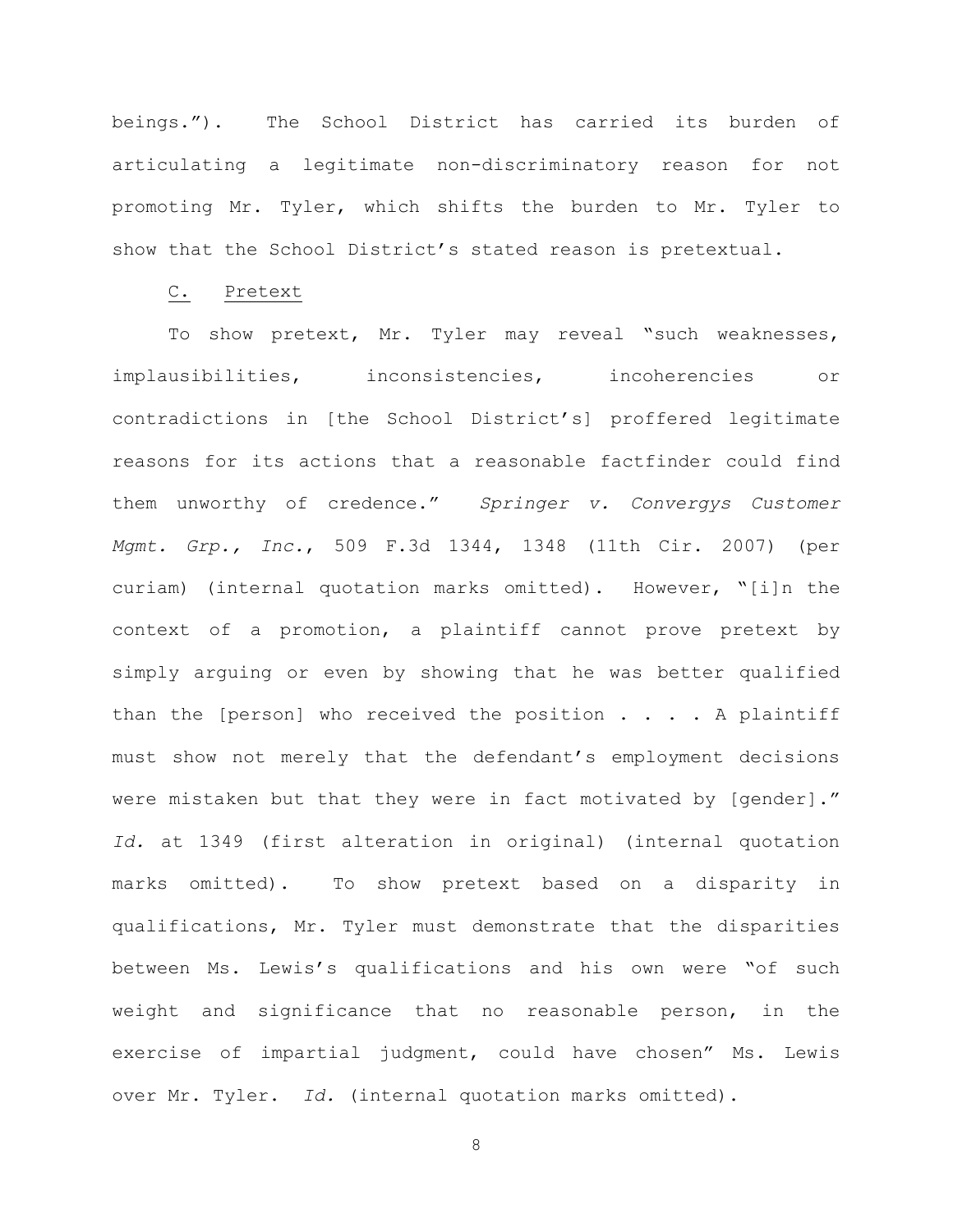beings.”). The School District has carried its burden of articulating a legitimate non-discriminatory reason for not promoting Mr. Tyler, which shifts the burden to Mr. Tyler to show that the School District’s stated reason is pretextual.

C. Pretext

To show pretext, Mr. Tyler may reveal “such weaknesses, implausibilities, inconsistencies, incoherencies or contradictions in [the School District’s] proffered legitimate reasons for its actions that a reasonable factfinder could find them unworthy of credence.” *Springer v. Convergys Customer Mgmt. Grp., Inc.*, 509 F.3d 1344, 1348 (11th Cir. 2007) (per curiam) (internal quotation marks omitted). However, “[i]n the context of a promotion, a plaintiff cannot prove pretext by simply arguing or even by showing that he was better qualified than the [person] who received the position . . . . A plaintiff must show not merely that the defendant’s employment decisions were mistaken but that they were in fact motivated by [gender].” *Id.* at 1349 (first alteration in original) (internal quotation marks omitted). To show pretext based on a disparity in qualifications, Mr. Tyler must demonstrate that the disparities between Ms. Lewis’s qualifications and his own were “of such weight and significance that no reasonable person, in the exercise of impartial judgment, could have chosen” Ms. Lewis over Mr. Tyler. *Id.* (internal quotation marks omitted).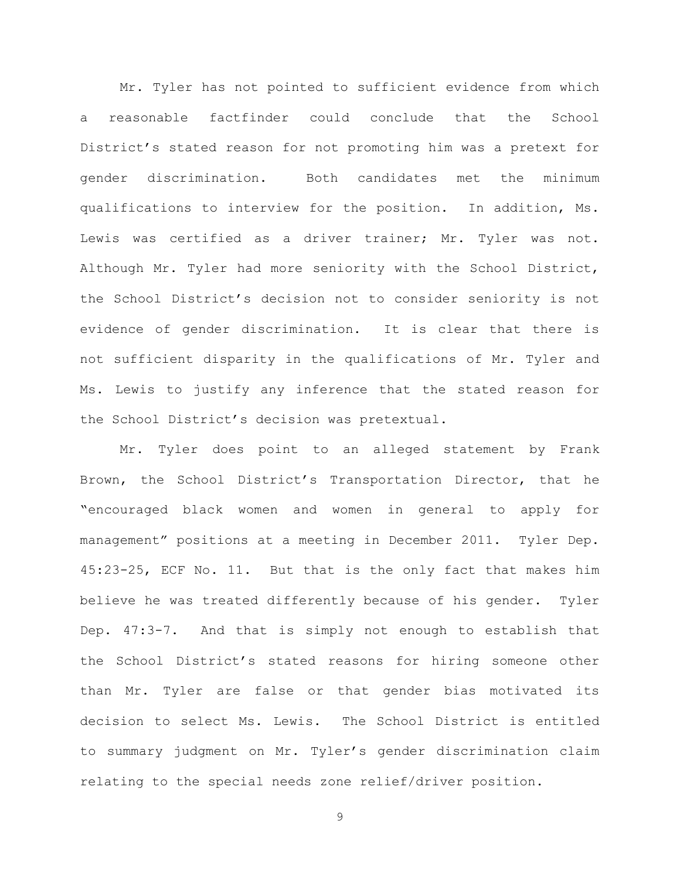Mr. Tyler has not pointed to sufficient evidence from which a reasonable factfinder could conclude that the School District's stated reason for not promoting him was a pretext for gender discrimination. Both candidates met the minimum qualifications to interview for the position. In addition, Ms. Lewis was certified as a driver trainer; Mr. Tyler was not. Although Mr. Tyler had more seniority with the School District, the School District's decision not to consider seniority is not evidence of gender discrimination. It is clear that there is not sufficient disparity in the qualifications of Mr. Tyler and Ms. Lewis to justify any inference that the stated reason for the School District's decision was pretextual.

Mr. Tyler does point to an alleged statement by Frank Brown, the School District's Transportation Director, that he "encouraged black women and women in general to apply for management" positions at a meeting in December 2011. Tyler Dep. 45:23-25, ECF No. 11. But that is the only fact that makes him believe he was treated differently because of his gender. Tyler Dep. 47:3-7. And that is simply not enough to establish that the School District's stated reasons for hiring someone other than Mr. Tyler are false or that gender bias motivated its decision to select Ms. Lewis. The School District is entitled to summary judgment on Mr. Tyler's gender discrimination claim relating to the special needs zone relief/driver position.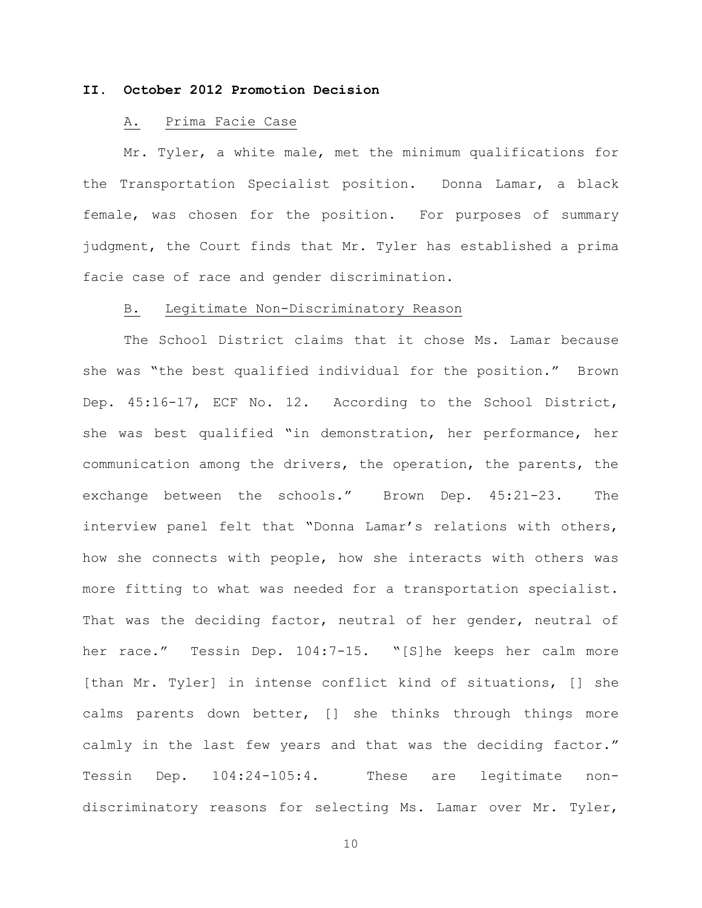## II. October 2012 Promotion Decision

### A. Prima Facie Case

Mr. Tyler, a white male, met the minimum qualifications for the Transportation Specialist position. Donna Lamar, a black female, was chosen for the position. For purposes of summary judgment, the Court finds that Mr. Tyler has established a prima facie case of race and gender discrimination.

### B. Legitimate Non-Discriminatory Reason

The School District claims that it chose Ms. Lamar because she was "the best qualified individual for the position." Brown Dep. 45:16-17, ECF No. 12. According to the School District, she was best qualified "in demonstration, her performance, her communication among the drivers, the operation, the parents, the exchange between the schools." Brown Dep. 45:21-23. The interview panel felt that "Donna Lamar's relations with others, how she connects with people, how she interacts with others was more fitting to what was needed for a transportation specialist. That was the deciding factor, neutral of her gender, neutral of her race." Tessin Dep. 104:7-15. "[S]he keeps her calm more [than Mr. Tyler] in intense conflict kind of situations, [] she calms parents down better, [] she thinks through things more calmly in the last few years and that was the deciding factor." Tessin Dep. 104:24-105:4. These are legitimate non-discriminatory reasons for selecting Ms. Lamar over Mr. Tyler,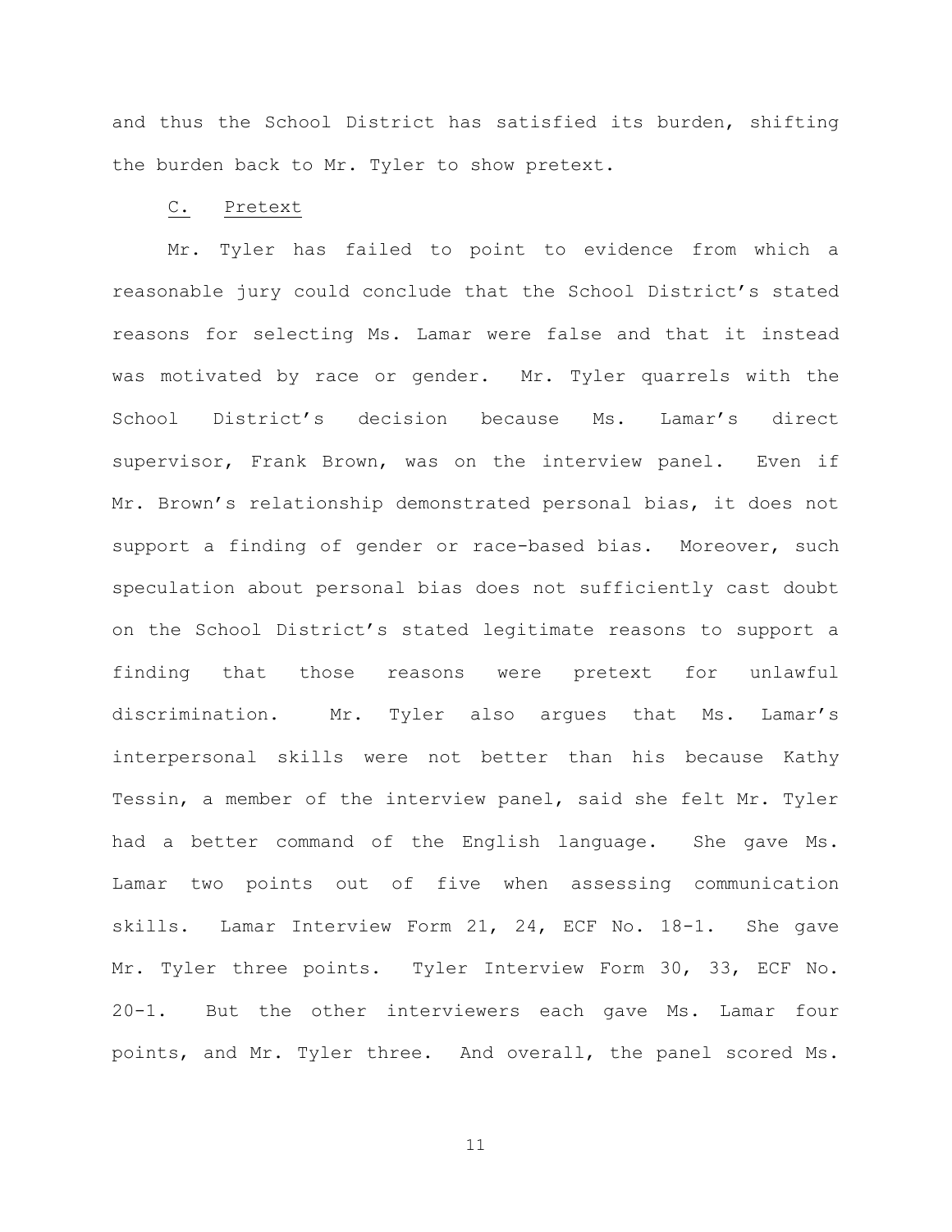and thus the School District has satisfied its burden, shifting the burden back to Mr. Tyler to show pretext.

### C. Pretext

Mr. Tyler has failed to point to evidence from which a reasonable jury could conclude that the School District's stated reasons for selecting Ms. Lamar were false and that it instead was motivated by race or gender. Mr. Tyler quarrels with the School District's decision because Ms. Lamar's direct supervisor, Frank Brown, was on the interview panel. Even if Mr. Brown's relationship demonstrated personal bias, it does not support a finding of gender or race-based bias. Moreover, such speculation about personal bias does not sufficiently cast doubt on the School District's stated legitimate reasons to support a finding that those reasons were pretext for unlawful discrimination. Mr. Tyler also argues that Ms. Lamar's interpersonal skills were not better than his because Kathy Tessin, a member of the interview panel, said she felt Mr. Tyler had a better command of the English language. She gave Ms. Lamar two points out of five when assessing communication skills. Lamar Interview Form 21, 24, ECF No. 18-1. She gave Mr. Tyler three points. Tyler Interview Form 30, 33, ECF No. 20-1. But the other interviewers each gave Ms. Lamar four points, and Mr. Tyler three. And overall, the panel scored Ms.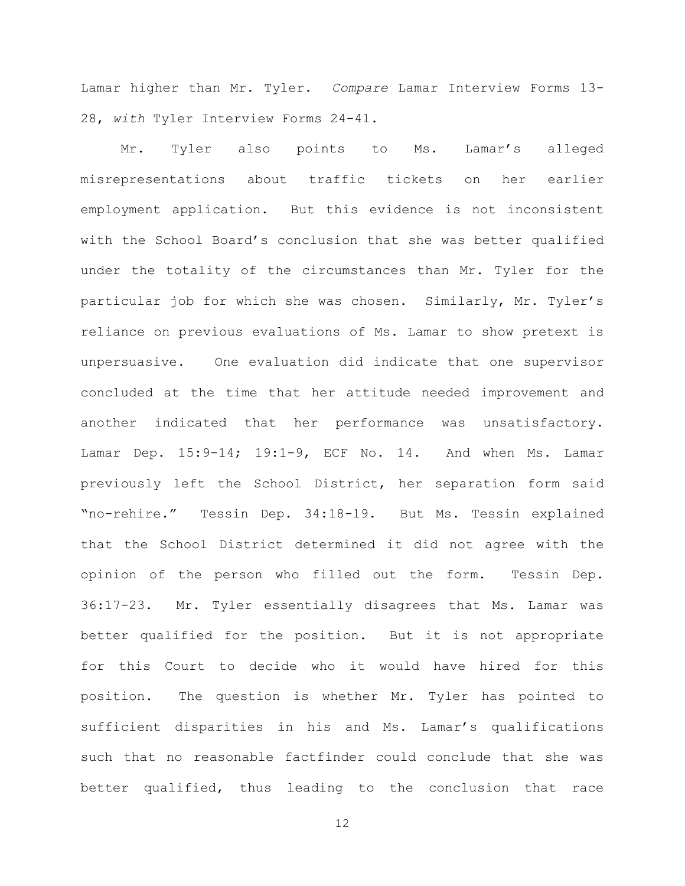Lamar higher than Mr. Tyler. *Compare* Lamar Interview Forms 13-28, *with* Tyler Interview Forms 24-41.

Mr. Tyler also points to Ms. Lamar's alleged misrepresentations about traffic tickets on her earlier employment application. But this evidence is not inconsistent with the School Board's conclusion that she was better qualified under the totality of the circumstances than Mr. Tyler for the particular job for which she was chosen. Similarly, Mr. Tyler's reliance on previous evaluations of Ms. Lamar to show pretext is unpersuasive. One evaluation did indicate that one supervisor concluded at the time that her attitude needed improvement and another indicated that her performance was unsatisfactory. Lamar Dep. 15:9-14; 19:1-9, ECF No. 14. And when Ms. Lamar previously left the School District, her separation form said "no-rehire." Tessin Dep. 34:18-19. But Ms. Tessin explained that the School District determined it did not agree with the opinion of the person who filled out the form. Tessin Dep. 36:17-23. Mr. Tyler essentially disagrees that Ms. Lamar was better qualified for the position. But it is not appropriate for this Court to decide who it would have hired for this position. The question is whether Mr. Tyler has pointed to sufficient disparities in his and Ms. Lamar's qualifications such that no reasonable factfinder could conclude that she was better qualified, thus leading to the conclusion that race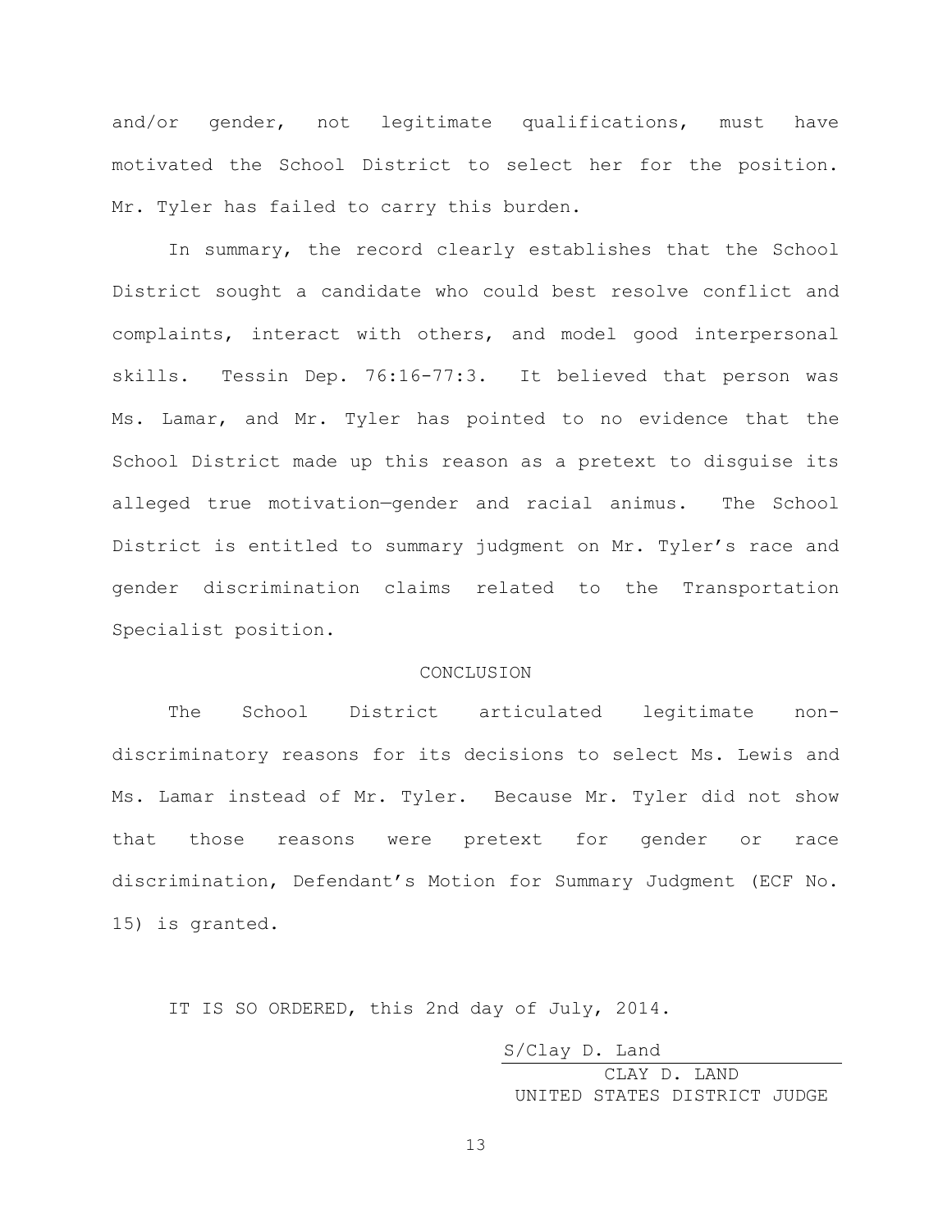and/or gender, not legitimate qualifications, must have motivated the School District to select her for the position. Mr. Tyler has failed to carry this burden.

In summary, the record clearly establishes that the School District sought a candidate who could best resolve conflict and complaints, interact with others, and model good interpersonal skills. Tessin Dep. 76:16-77:3. It believed that person was Ms. Lamar, and Mr. Tyler has pointed to no evidence that the School District made up this reason as a pretext to disguise its alleged true motivation—gender and racial animus. The School District is entitled to summary judgment on Mr. Tyler's race and gender discrimination claims related to the Transportation Specialist position.

## CONCLUSION

The School District articulated legitimate non-discriminatory reasons for its decisions to select Ms. Lewis and Ms. Lamar instead of Mr. Tyler. Because Mr. Tyler did not show that those reasons were pretext for gender or race discrimination, Defendant's Motion for Summary Judgment (ECF No. 15) is granted.

IT IS SO ORDERED, this 2nd day of July, 2014.

S/Clay D. Land

CLAY D. LAND

UNITED STATES DISTRICT JUDGE